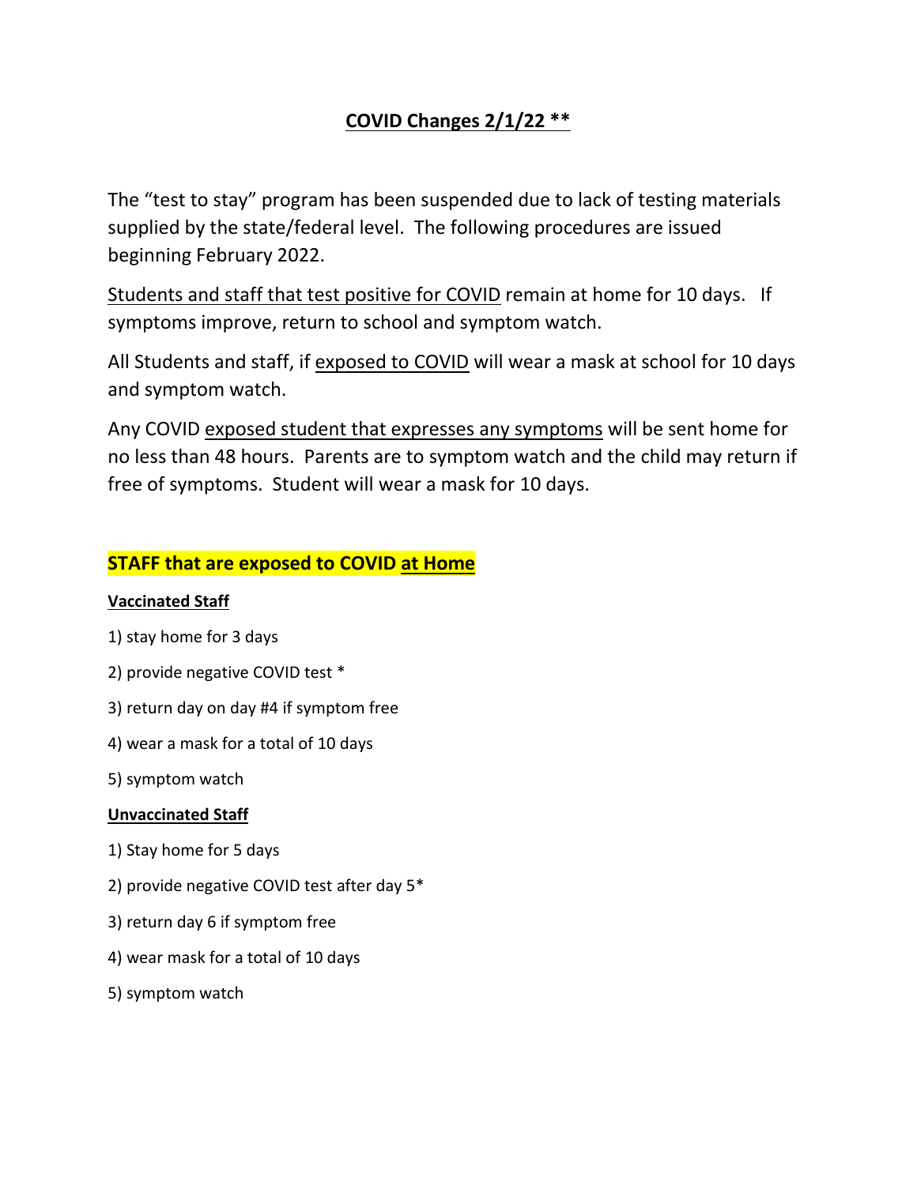# COVID Changes 2/1/22 **

The "test to stay" program has been suspended due to lack of testing materials supplied by the state/federal level. The following procedures are issued beginning February 2022.

Students and staff that test positive for COVID remain at home for 10 days. If symptoms improve, return to school and symptom watch.

All Students and staff, if exposed to COVID will wear a mask at school for 10 days and symptom watch.

Any COVID exposed student that expresses any symptoms will be sent home for no less than 48 hours. Parents are to symptom watch and the child may return if free of symptoms. Student will wear a mask for 10 days.

## STAFF that are exposed to COVID at Home

### Vaccinated Staff

1) stay home for 3 days
2) provide negative COVID test *
3) return day on day #4 if symptom free
4) wear a mask for a total of 10 days
5) symptom watch

### Unvaccinated Staff

1) Stay home for 5 days
2) provide negative COVID test after day 5*
3) return day 6 if symptom free
4) wear mask for a total of 10 days
5) symptom watch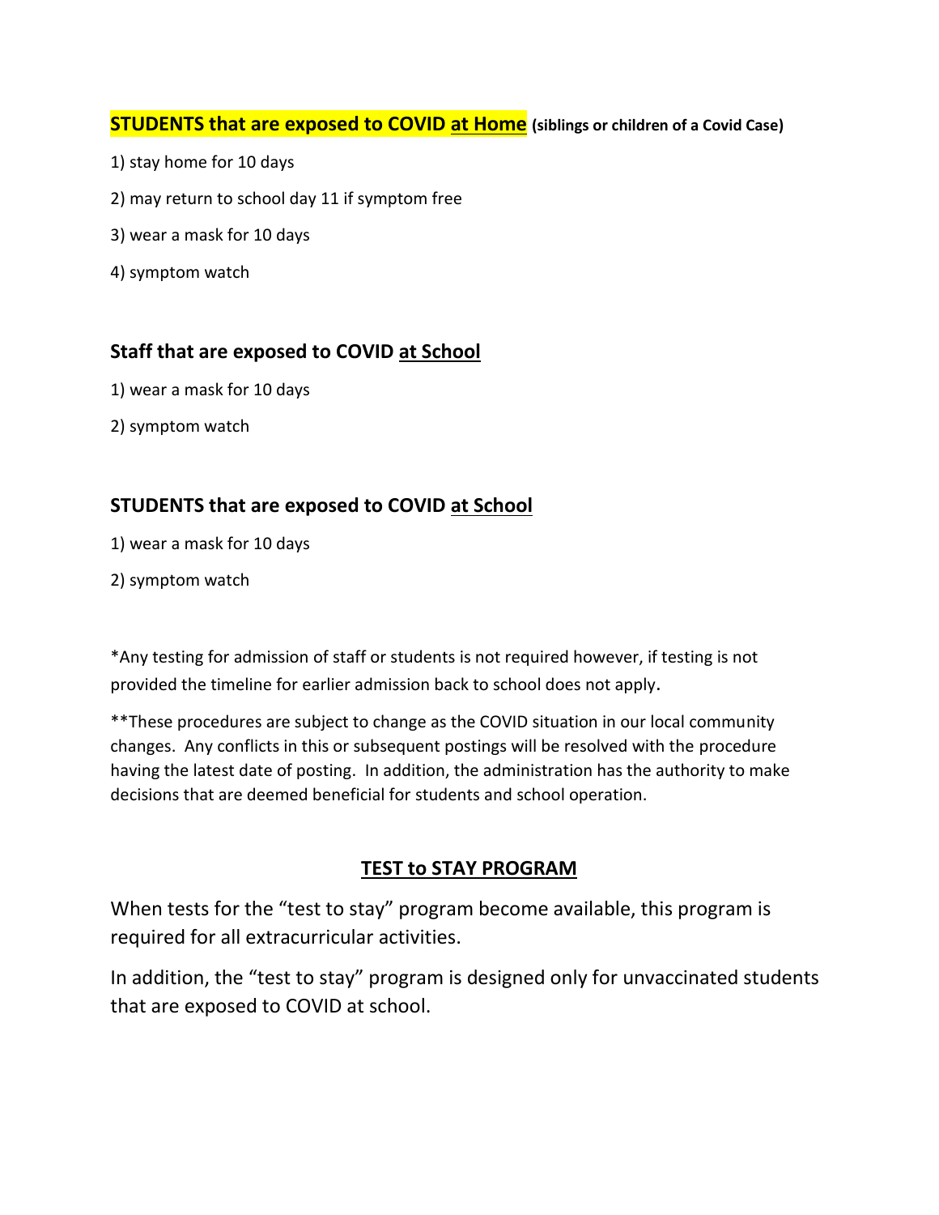**STUDENTS that are exposed to COVID <u>at Home</u>** **(siblings or children of a Covid Case)**

1) stay home for 10 days
2) may return to school day 11 if symptom free
3) wear a mask for 10 days
4) symptom watch

**Staff that are exposed to COVID <u>at School</u>**

1) wear a mask for 10 days
2) symptom watch

**STUDENTS that are exposed to COVID <u>at School</u>**

1) wear a mask for 10 days
2) symptom watch

*Any testing for admission of staff or students is not required however, if testing is not provided the timeline for earlier admission back to school does not apply.

**These procedures are subject to change as the COVID situation in our local community changes. Any conflicts in this or subsequent postings will be resolved with the procedure having the latest date of posting. In addition, the administration has the authority to make decisions that are deemed beneficial for students and school operation.

## <u>TEST to STAY PROGRAM</u>

When tests for the "test to stay" program become available, this program is required for all extracurricular activities.

In addition, the "test to stay" program is designed only for unvaccinated students that are exposed to COVID at school.